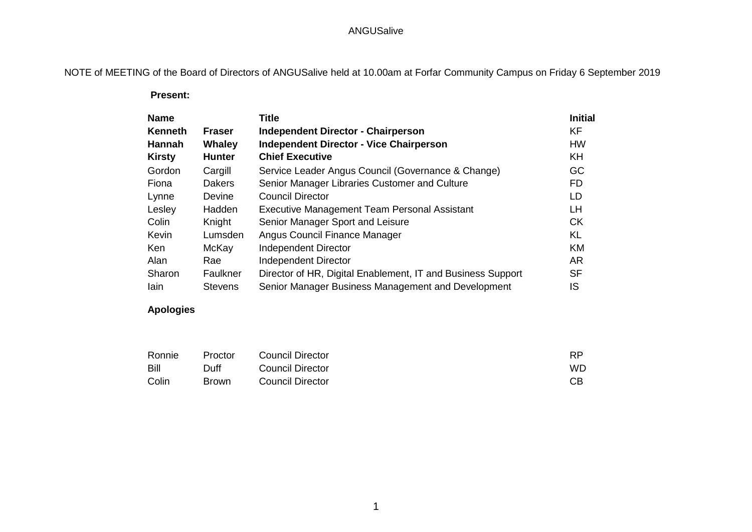ANGUSalive

NOTE of MEETING of the Board of Directors of ANGUSalive held at 10.00am at Forfar Community Campus on Friday 6 September 2019

**Present:**

| Name | | Title | Initial |
|---|---|---|---|
| **Kenneth** | **Fraser** | **Independent Director - Chairperson** | KF |
| **Hannah** | **Whaley** | **Independent Director - Vice Chairperson** | HW |
| **Kirsty** | **Hunter** | **Chief Executive** | KH |
| Gordon | Cargill | Service Leader Angus Council (Governance & Change) | GC |
| Fiona | Dakers | Senior Manager Libraries Customer and Culture | FD |
| Lynne | Devine | Council Director | LD |
| Lesley | Hadden | Executive Management Team Personal Assistant | LH |
| Colin | Knight | Senior Manager Sport and Leisure | CK |
| Kevin | Lumsden | Angus Council Finance Manager | KL |
| Ken | McKay | Independent Director | KM |
| Alan | Rae | Independent Director | AR |
| Sharon | Faulkner | Director of HR, Digital Enablement, IT and Business Support | SF |
| Iain | Stevens | Senior Manager Business Management and Development | IS |

**Apologies**

| | | | |
|---|---|---|---|
| Ronnie | Proctor | Council Director | RP |
| Bill | Duff | Council Director | WD |
| Colin | Brown | Council Director | CB |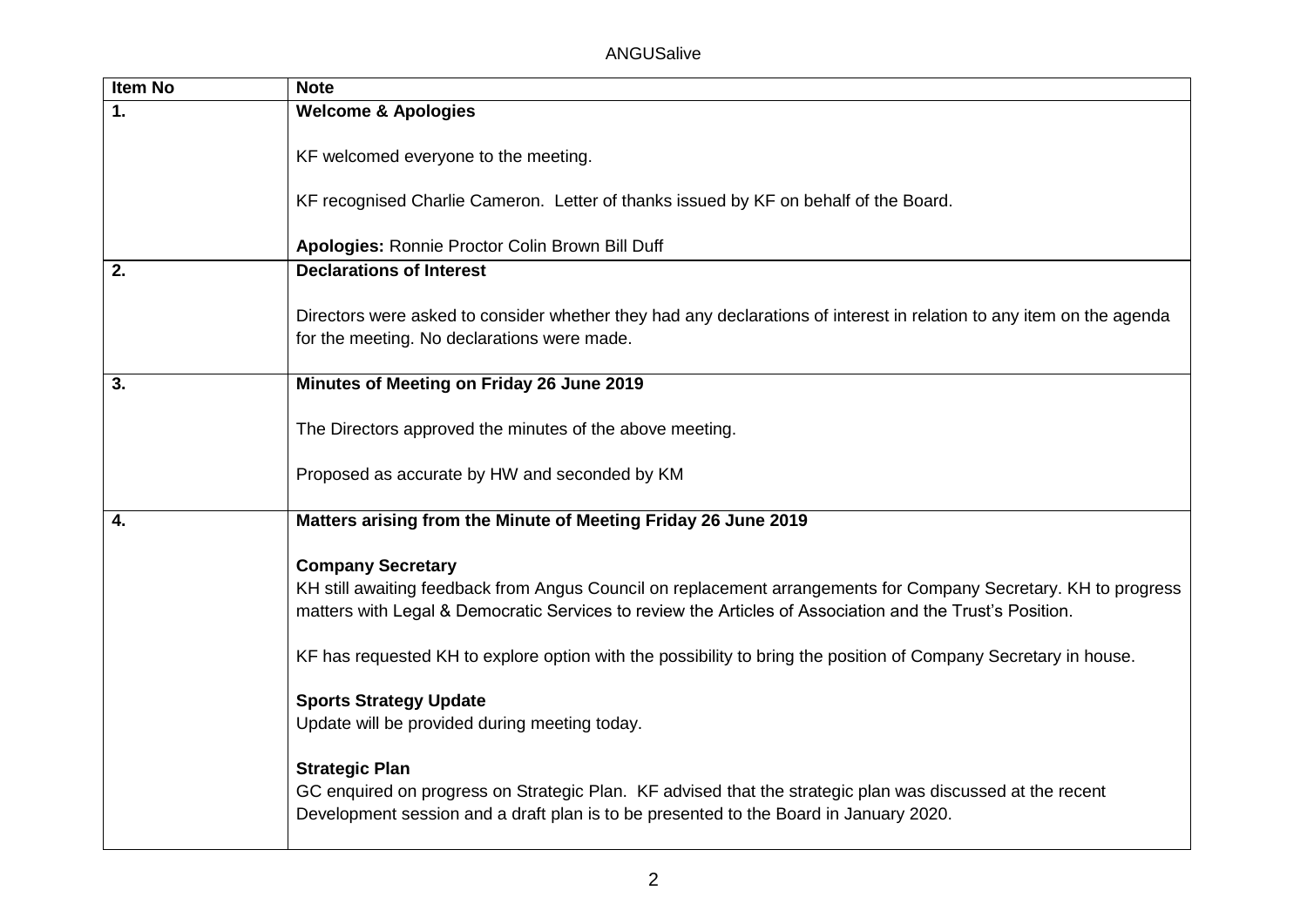| Item No | Note |
|---|---|
| **1.** | **Welcome & Apologies**<br><br>KF welcomed everyone to the meeting.<br><br>KF recognised Charlie Cameron. Letter of thanks issued by KF on behalf of the Board.<br><br>**Apologies:** Ronnie Proctor Colin Brown Bill Duff |
| **2.** | **Declarations of Interest**<br><br>Directors were asked to consider whether they had any declarations of interest in relation to any item on the agenda for the meeting. No declarations were made. |
| **3.** | **Minutes of Meeting on Friday 26 June 2019**<br><br>The Directors approved the minutes of the above meeting.<br><br>Proposed as accurate by HW and seconded by KM |
| **4.** | **Matters arising from the Minute of Meeting Friday 26 June 2019**<br><br>**Company Secretary**<br>KH still awaiting feedback from Angus Council on replacement arrangements for Company Secretary. KH to progress matters with Legal & Democratic Services to review the Articles of Association and the Trust's Position.<br><br>KF has requested KH to explore option with the possibility to bring the position of Company Secretary in house.<br><br>**Sports Strategy Update**<br>Update will be provided during meeting today.<br><br>**Strategic Plan**<br>GC enquired on progress on Strategic Plan. KF advised that the strategic plan was discussed at the recent Development session and a draft plan is to be presented to the Board in January 2020. |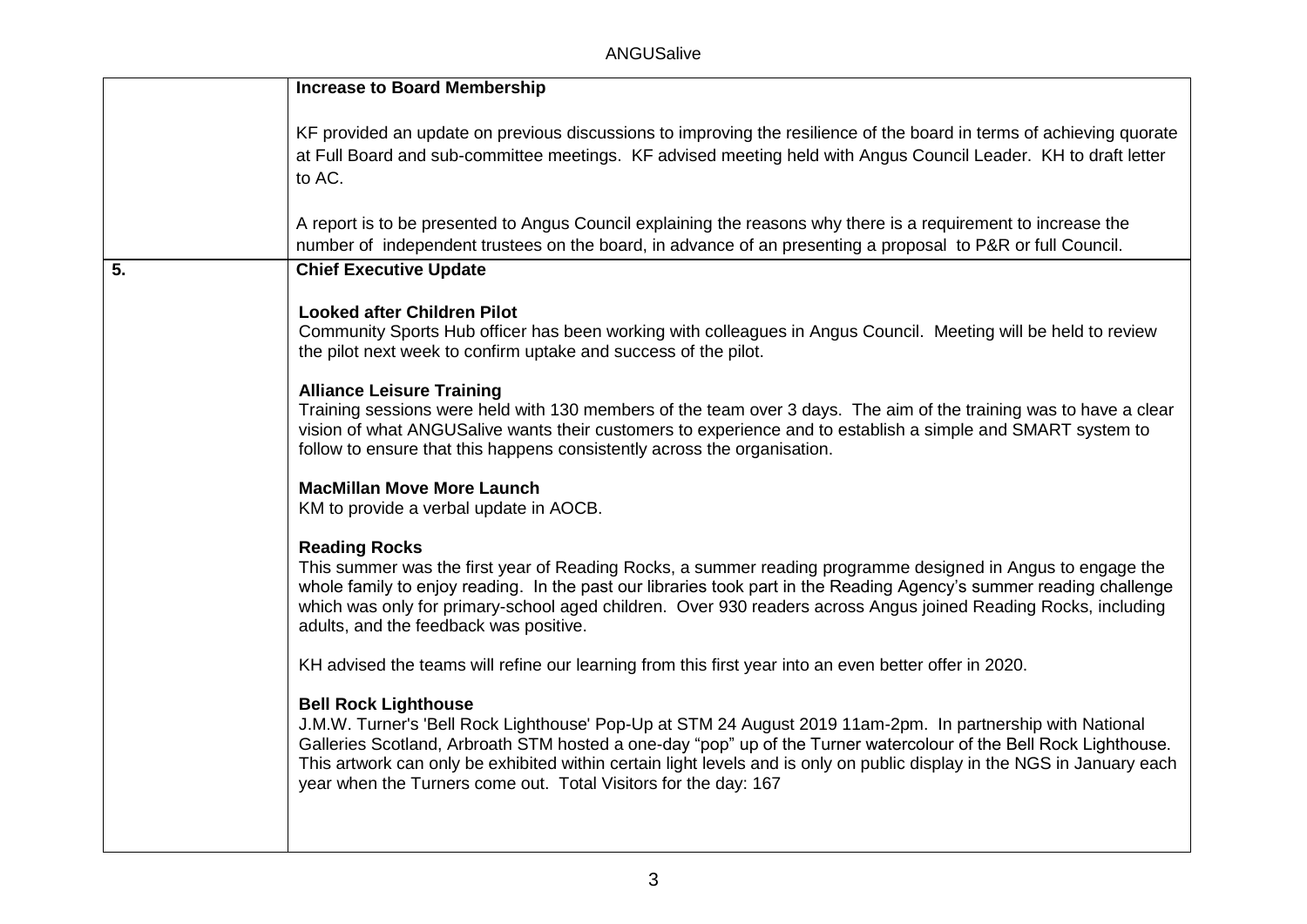| | |
|---|---|
| | **Increase to Board Membership**<br><br>KF provided an update on previous discussions to improving the resilience of the board in terms of achieving quorate at Full Board and sub-committee meetings. KF advised meeting held with Angus Council Leader. KH to draft letter to AC.<br><br>A report is to be presented to Angus Council explaining the reasons why there is a requirement to increase the number of independent trustees on the board, in advance of an presenting a proposal to P&R or full Council. |
| **5.** | **Chief Executive Update**<br><br>**Looked after Children Pilot**<br>Community Sports Hub officer has been working with colleagues in Angus Council. Meeting will be held to review the pilot next week to confirm uptake and success of the pilot.<br><br>**Alliance Leisure Training**<br>Training sessions were held with 130 members of the team over 3 days. The aim of the training was to have a clear vision of what ANGUSalive wants their customers to experience and to establish a simple and SMART system to follow to ensure that this happens consistently across the organisation.<br><br>**MacMillan Move More Launch**<br>KM to provide a verbal update in AOCB.<br><br>**Reading Rocks**<br>This summer was the first year of Reading Rocks, a summer reading programme designed in Angus to engage the whole family to enjoy reading. In the past our libraries took part in the Reading Agency's summer reading challenge which was only for primary-school aged children. Over 930 readers across Angus joined Reading Rocks, including adults, and the feedback was positive.<br><br>KH advised the teams will refine our learning from this first year into an even better offer in 2020.<br><br>**Bell Rock Lighthouse**<br>J.M.W. Turner's 'Bell Rock Lighthouse' Pop-Up at STM 24 August 2019 11am-2pm. In partnership with National Galleries Scotland, Arbroath STM hosted a one-day "pop" up of the Turner watercolour of the Bell Rock Lighthouse. This artwork can only be exhibited within certain light levels and is only on public display in the NGS in January each year when the Turners come out. Total Visitors for the day: 167 |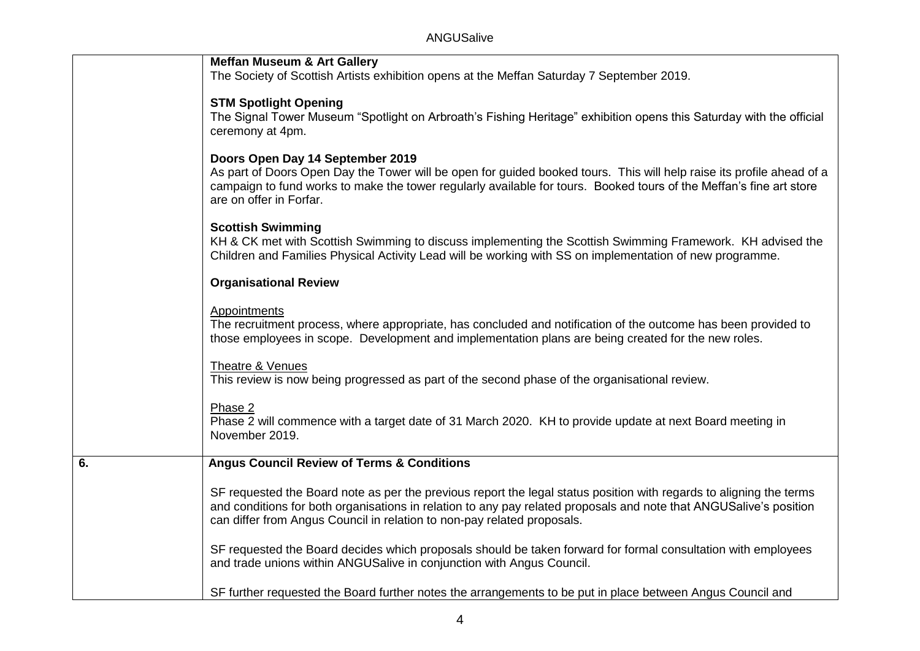| | |
|---|---|
| | **Meffan Museum & Art Gallery**<br>The Society of Scottish Artists exhibition opens at the Meffan Saturday 7 September 2019.<br><br>**STM Spotlight Opening**<br>The Signal Tower Museum "Spotlight on Arbroath's Fishing Heritage" exhibition opens this Saturday with the official ceremony at 4pm.<br><br>**Doors Open Day 14 September 2019**<br>As part of Doors Open Day the Tower will be open for guided booked tours. This will help raise its profile ahead of a campaign to fund works to make the tower regularly available for tours. Booked tours of the Meffan's fine art store are on offer in Forfar.<br><br>**Scottish Swimming**<br>KH & CK met with Scottish Swimming to discuss implementing the Scottish Swimming Framework. KH advised the Children and Families Physical Activity Lead will be working with SS on implementation of new programme.<br><br>**Organisational Review**<br><br><u>Appointments</u><br>The recruitment process, where appropriate, has concluded and notification of the outcome has been provided to those employees in scope. Development and implementation plans are being created for the new roles.<br><br><u>Theatre & Venues</u><br>This review is now being progressed as part of the second phase of the organisational review.<br><br><u>Phase 2</u><br>Phase 2 will commence with a target date of 31 March 2020. KH to provide update at next Board meeting in November 2019. |
| **6.** | **Angus Council Review of Terms & Conditions**<br><br>SF requested the Board note as per the previous report the legal status position with regards to aligning the terms and conditions for both organisations in relation to any pay related proposals and note that ANGUSalive's position can differ from Angus Council in relation to non-pay related proposals.<br><br>SF requested the Board decides which proposals should be taken forward for formal consultation with employees and trade unions within ANGUSalive in conjunction with Angus Council.<br><br>SF further requested the Board further notes the arrangements to be put in place between Angus Council and |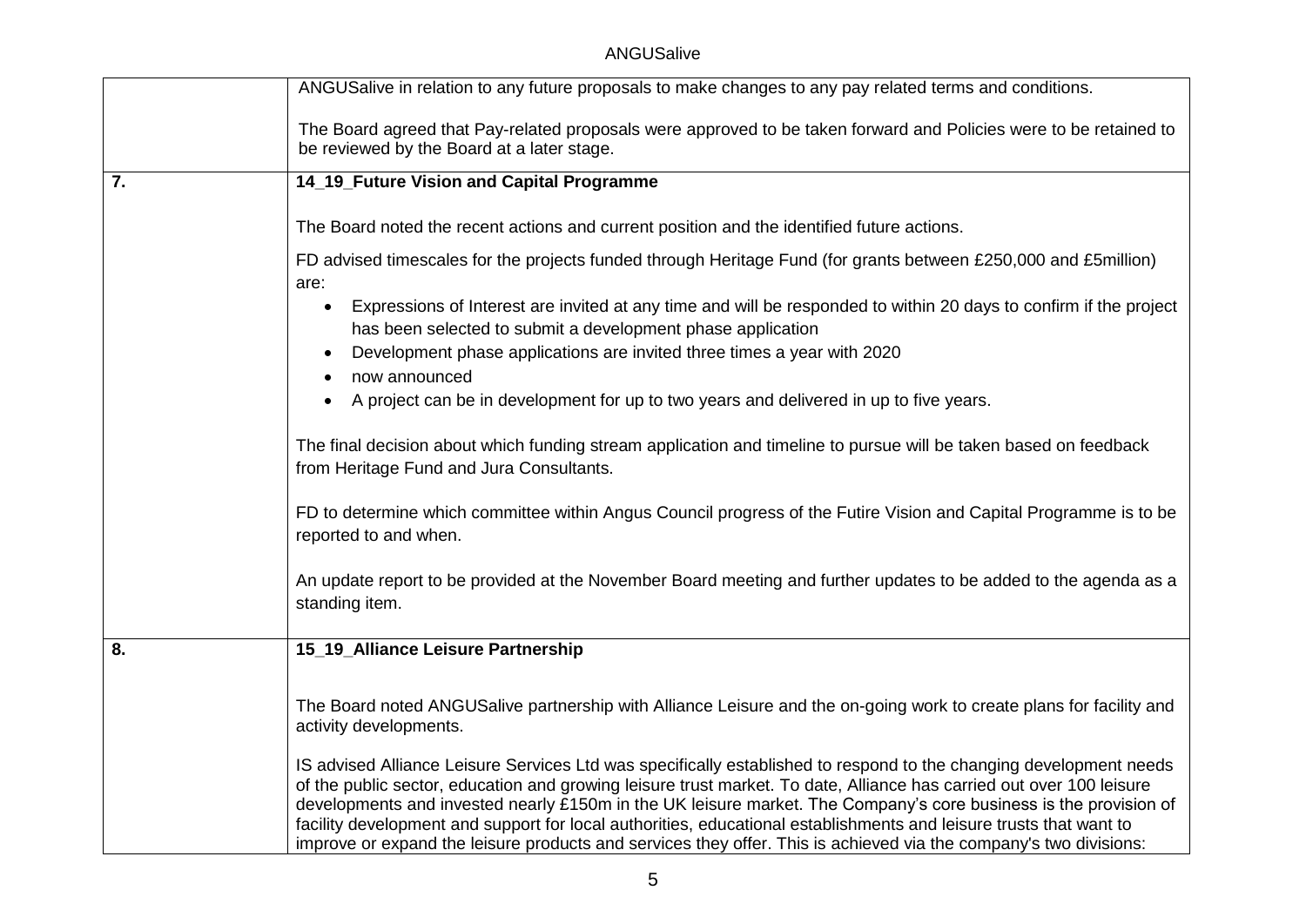| | |
|---|---|
| | ANGUSalive in relation to any future proposals to make changes to any pay related terms and conditions.<br><br>The Board agreed that Pay-related proposals were approved to be taken forward and Policies were to be retained to be reviewed by the Board at a later stage. |
| **7.** | **14_19_Future Vision and Capital Programme**<br><br>The Board noted the recent actions and current position and the identified future actions.<br><br>FD advised timescales for the projects funded through Heritage Fund (for grants between £250,000 and £5million) are:<br>• Expressions of Interest are invited at any time and will be responded to within 20 days to confirm if the project has been selected to submit a development phase application<br>• Development phase applications are invited three times a year with 2020<br>• now announced<br>• A project can be in development for up to two years and delivered in up to five years.<br><br>The final decision about which funding stream application and timeline to pursue will be taken based on feedback from Heritage Fund and Jura Consultants.<br><br>FD to determine which committee within Angus Council progress of the Futire Vision and Capital Programme is to be reported to and when.<br><br>An update report to be provided at the November Board meeting and further updates to be added to the agenda as a standing item. |
| **8.** | **15_19_Alliance Leisure Partnership**<br><br>The Board noted ANGUSalive partnership with Alliance Leisure and the on-going work to create plans for facility and activity developments.<br><br>IS advised Alliance Leisure Services Ltd was specifically established to respond to the changing development needs of the public sector, education and growing leisure trust market. To date, Alliance has carried out over 100 leisure developments and invested nearly £150m in the UK leisure market. The Company's core business is the provision of facility development and support for local authorities, educational establishments and leisure trusts that want to improve or expand the leisure products and services they offer. This is achieved via the company's two divisions: |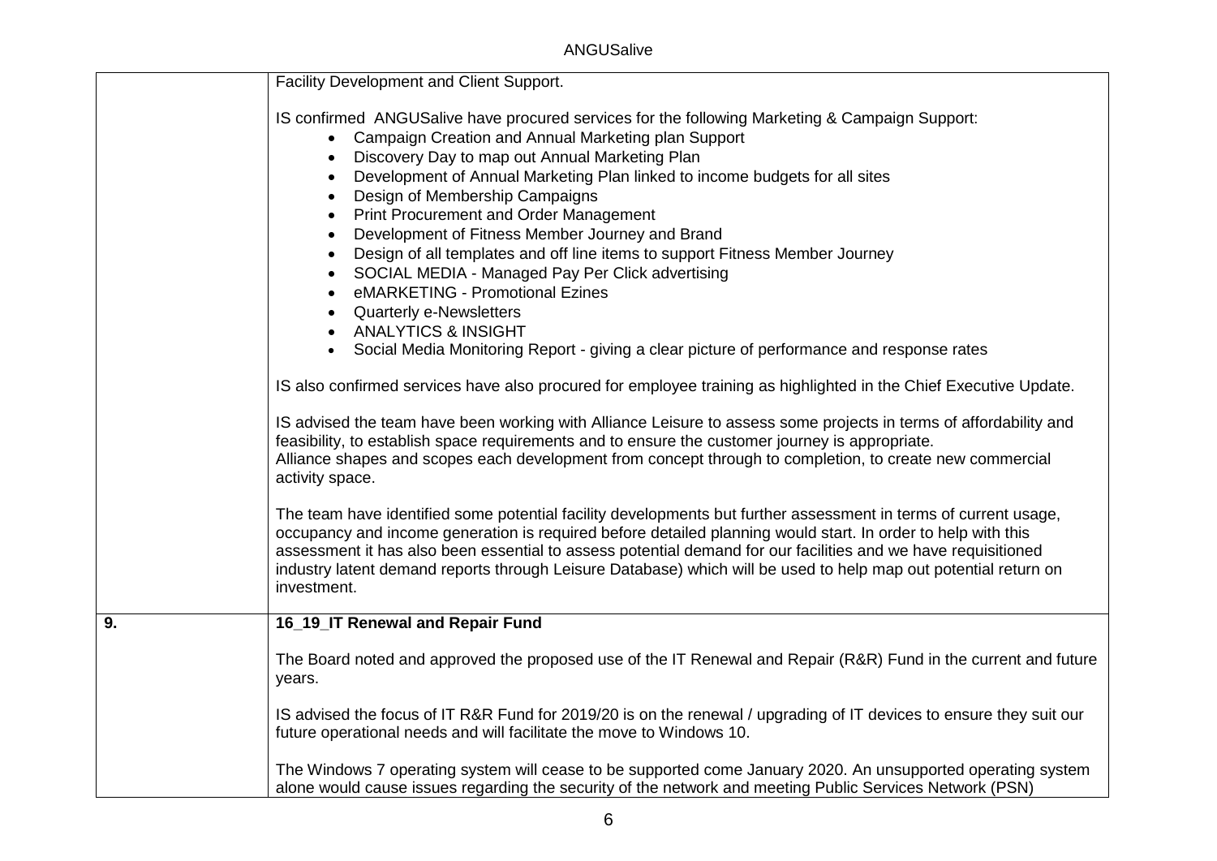| | |
|---|---|
| | Facility Development and Client Support.<br><br>IS confirmed ANGUSalive have procured services for the following Marketing & Campaign Support:<br>• Campaign Creation and Annual Marketing plan Support<br>• Discovery Day to map out Annual Marketing Plan<br>• Development of Annual Marketing Plan linked to income budgets for all sites<br>• Design of Membership Campaigns<br>• Print Procurement and Order Management<br>• Development of Fitness Member Journey and Brand<br>• Design of all templates and off line items to support Fitness Member Journey<br>• SOCIAL MEDIA - Managed Pay Per Click advertising<br>• eMARKETING - Promotional Ezines<br>• Quarterly e-Newsletters<br>• ANALYTICS & INSIGHT<br>• Social Media Monitoring Report - giving a clear picture of performance and response rates<br><br>IS also confirmed services have also procured for employee training as highlighted in the Chief Executive Update.<br><br>IS advised the team have been working with Alliance Leisure to assess some projects in terms of affordability and feasibility, to establish space requirements and to ensure the customer journey is appropriate.<br>Alliance shapes and scopes each development from concept through to completion, to create new commercial activity space.<br><br>The team have identified some potential facility developments but further assessment in terms of current usage, occupancy and income generation is required before detailed planning would start. In order to help with this assessment it has also been essential to assess potential demand for our facilities and we have requisitioned industry latent demand reports through Leisure Database) which will be used to help map out potential return on investment. |
| **9.** | **16_19_IT Renewal and Repair Fund**<br><br>The Board noted and approved the proposed use of the IT Renewal and Repair (R&R) Fund in the current and future years.<br><br>IS advised the focus of IT R&R Fund for 2019/20 is on the renewal / upgrading of IT devices to ensure they suit our future operational needs and will facilitate the move to Windows 10.<br><br>The Windows 7 operating system will cease to be supported come January 2020. An unsupported operating system alone would cause issues regarding the security of the network and meeting Public Services Network (PSN) |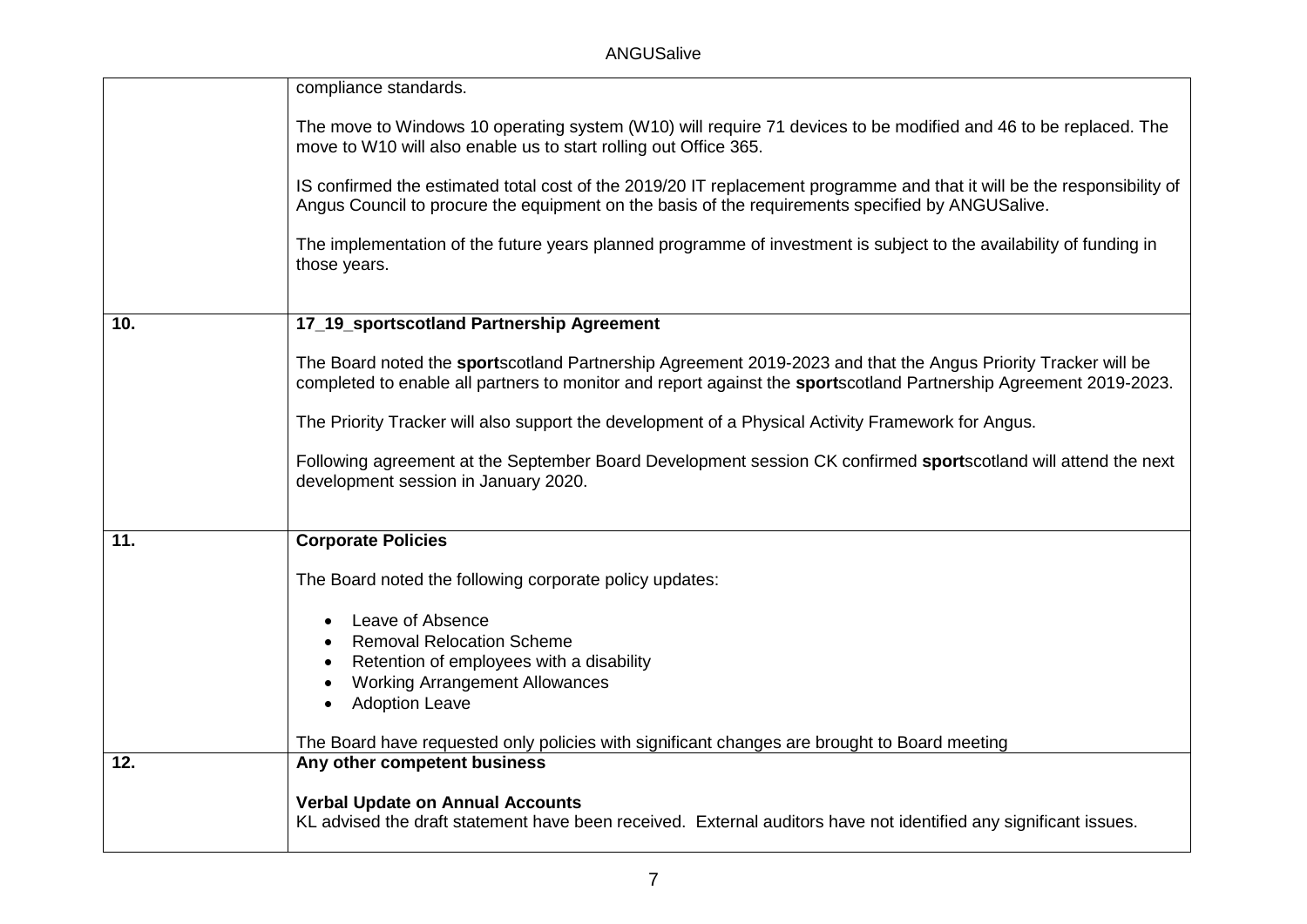| | |
|---|---|
| | compliance standards.<br><br>The move to Windows 10 operating system (W10) will require 71 devices to be modified and 46 to be replaced. The move to W10 will also enable us to start rolling out Office 365.<br><br>IS confirmed the estimated total cost of the 2019/20 IT replacement programme and that it will be the responsibility of Angus Council to procure the equipment on the basis of the requirements specified by ANGUSalive.<br><br>The implementation of the future years planned programme of investment is subject to the availability of funding in those years. |
| **10.** | **17_19_sportscotland Partnership Agreement**<br><br>The Board noted the **sport**scotland Partnership Agreement 2019-2023 and that the Angus Priority Tracker will be completed to enable all partners to monitor and report against the **sport**scotland Partnership Agreement 2019-2023.<br><br>The Priority Tracker will also support the development of a Physical Activity Framework for Angus.<br><br>Following agreement at the September Board Development session CK confirmed **sport**scotland will attend the next development session in January 2020. |
| **11.** | **Corporate Policies**<br><br>The Board noted the following corporate policy updates:<br><br>• Leave of Absence<br>• Removal Relocation Scheme<br>• Retention of employees with a disability<br>• Working Arrangement Allowances<br>• Adoption Leave<br><br>The Board have requested only policies with significant changes are brought to Board meeting |
| **12.** | **Any other competent business**<br><br>**Verbal Update on Annual Accounts**<br>KL advised the draft statement have been received. External auditors have not identified any significant issues. |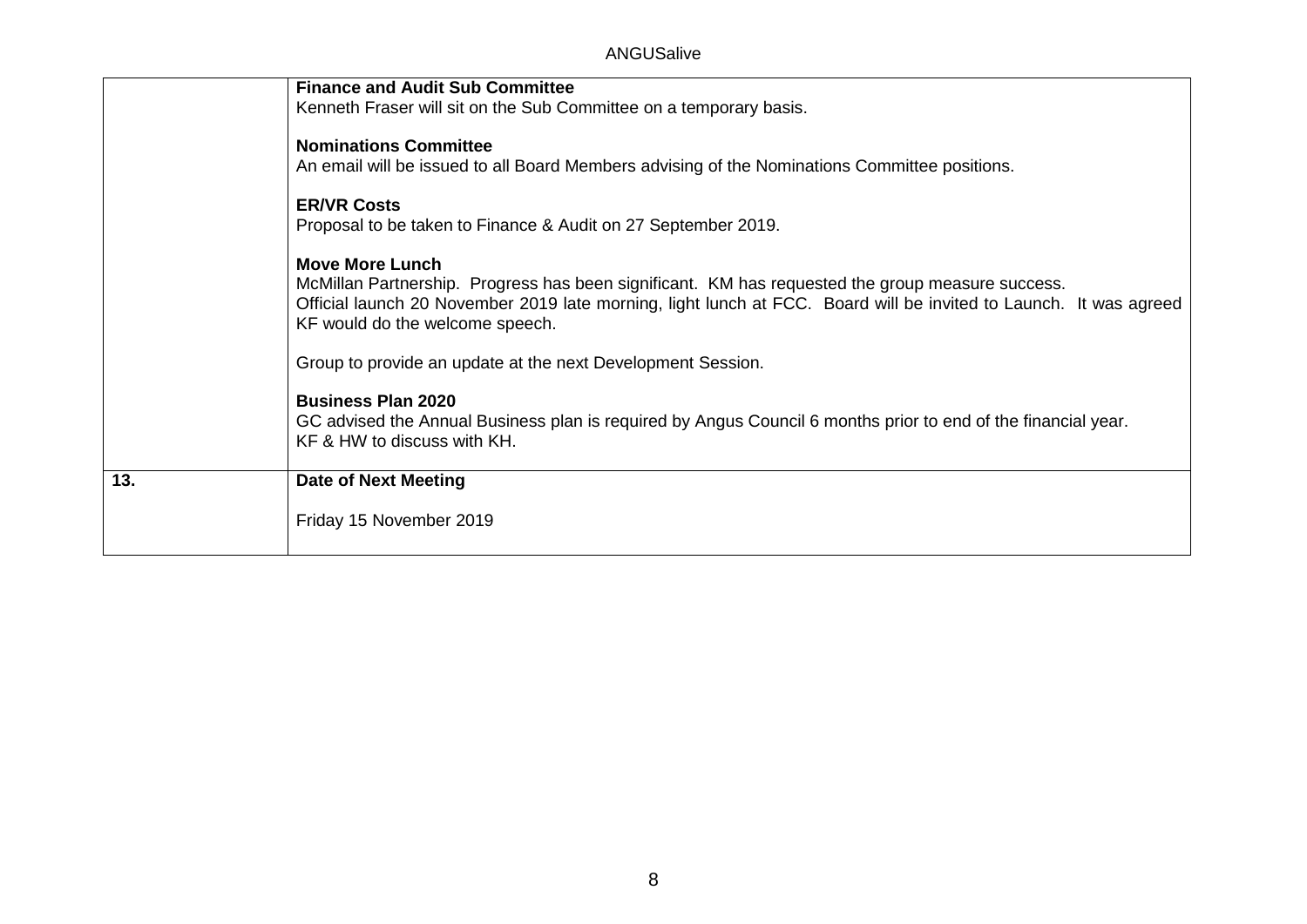| | |
|---|---|
| | **Finance and Audit Sub Committee**<br>Kenneth Fraser will sit on the Sub Committee on a temporary basis.<br><br>**Nominations Committee**<br>An email will be issued to all Board Members advising of the Nominations Committee positions.<br><br>**ER/VR Costs**<br>Proposal to be taken to Finance & Audit on 27 September 2019.<br><br>**Move More Lunch**<br>McMillan Partnership. Progress has been significant. KM has requested the group measure success.<br>Official launch 20 November 2019 late morning, light lunch at FCC. Board will be invited to Launch. It was agreed KF would do the welcome speech.<br><br>Group to provide an update at the next Development Session.<br><br>**Business Plan 2020**<br>GC advised the Annual Business plan is required by Angus Council 6 months prior to end of the financial year.<br>KF & HW to discuss with KH. |
| **13.** | **Date of Next Meeting**<br><br>Friday 15 November 2019 |